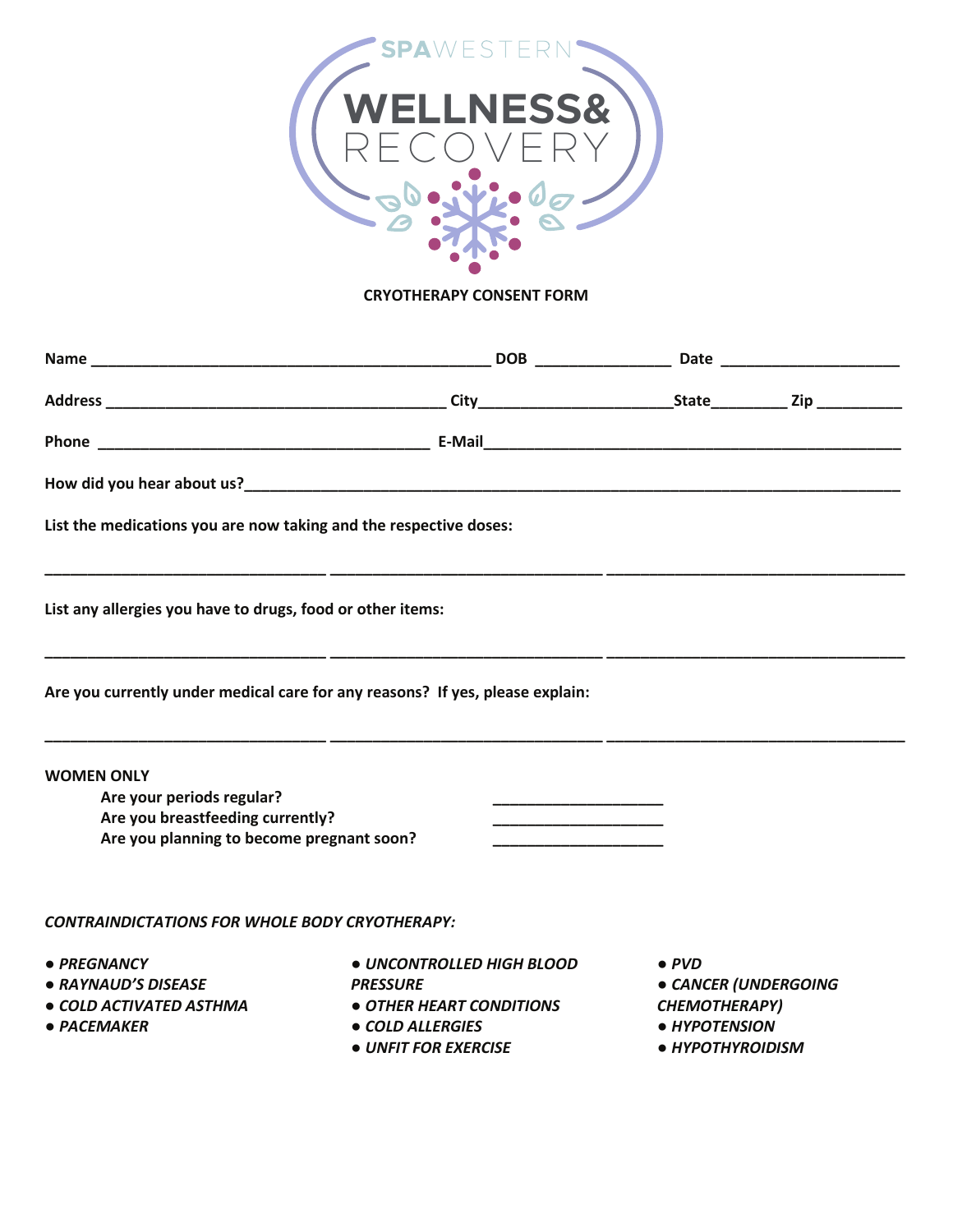SPAWESTERN

# WELLNESS& RECOVERY

## CRYOTHERAPY CONSENT FORM

**Name** _______________________________________________ **DOB** _______________ **Date** _____________________

**Address** ________________________________________ **City**______________________**State**________ **Zip** _________

**Phone** _______________________________________ **E-Mail**_________________________________________________

**How did you hear about us?**_____________________________________________________________________________

**List the medications you are now taking and the respective doses:**

________________________________ ________________________________ ___________________________________

**List any allergies you have to drugs, food or other items:**

________________________________ ________________________________ ___________________________________

**Are you currently under medical care for any reasons? If yes, please explain:**

________________________________ ________________________________ ___________________________________

**WOMEN ONLY**

**Are your periods regular?** ____________________

**Are you breastfeeding currently?** ____________________

**Are you planning to become pregnant soon?** ____________________

***CONTRAINDICTATIONS FOR WHOLE BODY CRYOTHERAPY:***

- ***PREGNANCY***
- ***RAYNAUD'S DISEASE***
- ***COLD ACTIVATED ASTHMA***
- ***PACEMAKER***
- ***UNCONTROLLED HIGH BLOOD PRESSURE***
- ***OTHER HEART CONDITIONS***
- ***COLD ALLERGIES***
- ***UNFIT FOR EXERCISE***
- ***PVD***
- ***CANCER (UNDERGOING CHEMOTHERAPY)***
- ***HYPOTENSION***
- ***HYPOTHYROIDISM***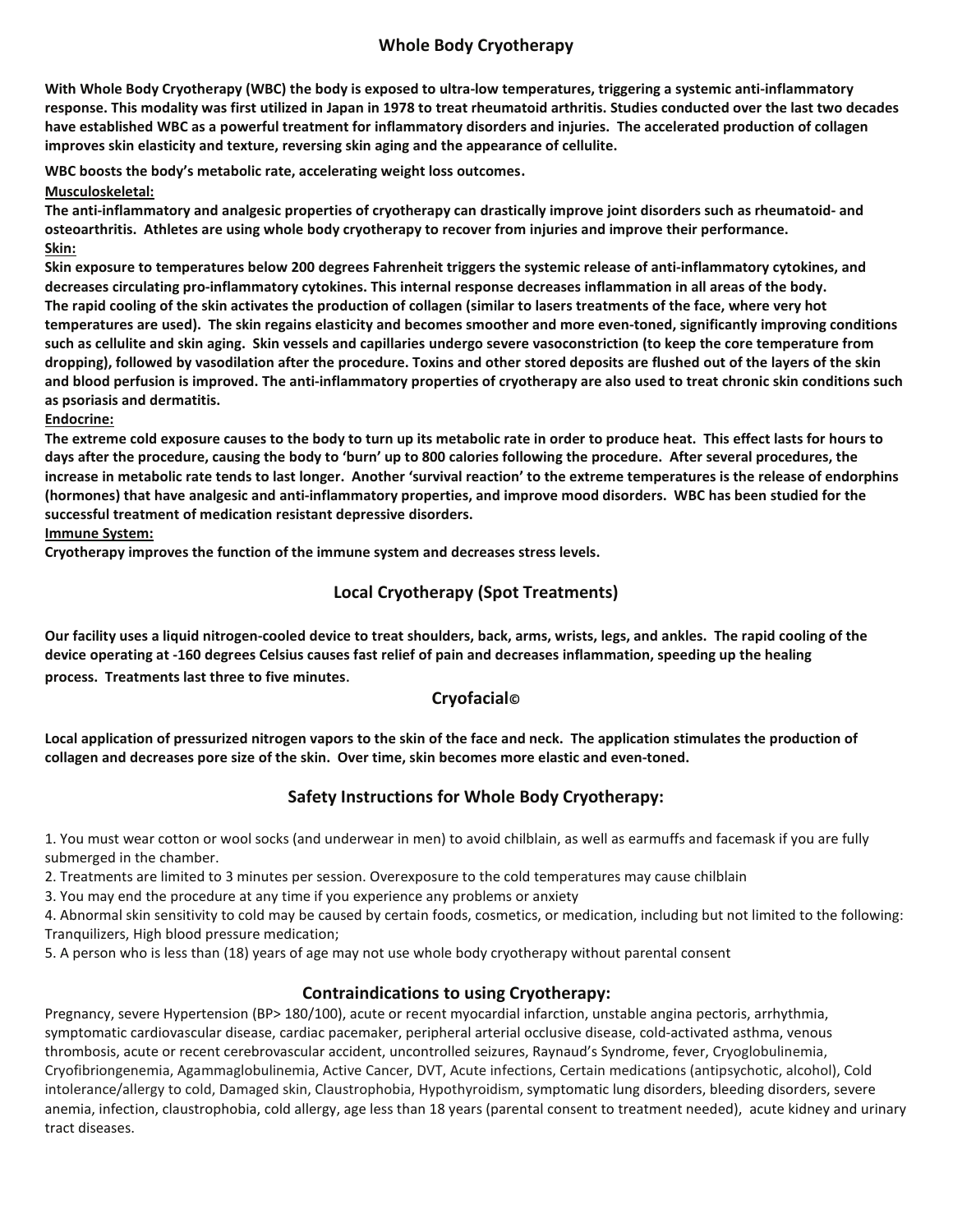## Whole Body Cryotherapy

**With Whole Body Cryotherapy (WBC) the body is exposed to ultra-low temperatures, triggering a systemic anti-inflammatory response. This modality was first utilized in Japan in 1978 to treat rheumatoid arthritis. Studies conducted over the last two decades have established WBC as a powerful treatment for inflammatory disorders and injuries. The accelerated production of collagen improves skin elasticity and texture, reversing skin aging and the appearance of cellulite.**

**WBC boosts the body's metabolic rate, accelerating weight loss outcomes.**

**Musculoskeletal:**

**The anti-inflammatory and analgesic properties of cryotherapy can drastically improve joint disorders such as rheumatoid- and osteoarthritis. Athletes are using whole body cryotherapy to recover from injuries and improve their performance.**

**Skin:**

**Skin exposure to temperatures below 200 degrees Fahrenheit triggers the systemic release of anti-inflammatory cytokines, and decreases circulating pro-inflammatory cytokines. This internal response decreases inflammation in all areas of the body. The rapid cooling of the skin activates the production of collagen (similar to lasers treatments of the face, where very hot temperatures are used). The skin regains elasticity and becomes smoother and more even-toned, significantly improving conditions such as cellulite and skin aging. Skin vessels and capillaries undergo severe vasoconstriction (to keep the core temperature from dropping), followed by vasodilation after the procedure. Toxins and other stored deposits are flushed out of the layers of the skin and blood perfusion is improved. The anti-inflammatory properties of cryotherapy are also used to treat chronic skin conditions such as psoriasis and dermatitis.**

**Endocrine:**

**The extreme cold exposure causes to the body to turn up its metabolic rate in order to produce heat. This effect lasts for hours to days after the procedure, causing the body to 'burn' up to 800 calories following the procedure. After several procedures, the increase in metabolic rate tends to last longer. Another 'survival reaction' to the extreme temperatures is the release of endorphins (hormones) that have analgesic and anti-inflammatory properties, and improve mood disorders. WBC has been studied for the successful treatment of medication resistant depressive disorders.**

**Immune System:**

**Cryotherapy improves the function of the immune system and decreases stress levels.**

## Local Cryotherapy (Spot Treatments)

**Our facility uses a liquid nitrogen-cooled device to treat shoulders, back, arms, wrists, legs, and ankles. The rapid cooling of the device operating at -160 degrees Celsius causes fast relief of pain and decreases inflammation, speeding up the healing process. Treatments last three to five minutes.**

## Cryofacial©

**Local application of pressurized nitrogen vapors to the skin of the face and neck. The application stimulates the production of collagen and decreases pore size of the skin. Over time, skin becomes more elastic and even-toned.**

## Safety Instructions for Whole Body Cryotherapy:

1. You must wear cotton or wool socks (and underwear in men) to avoid chilblain, as well as earmuffs and facemask if you are fully submerged in the chamber.
2. Treatments are limited to 3 minutes per session. Overexposure to the cold temperatures may cause chilblain
3. You may end the procedure at any time if you experience any problems or anxiety
4. Abnormal skin sensitivity to cold may be caused by certain foods, cosmetics, or medication, including but not limited to the following: Tranquilizers, High blood pressure medication;
5. A person who is less than (18) years of age may not use whole body cryotherapy without parental consent

## Contraindications to using Cryotherapy:

Pregnancy, severe Hypertension (BP> 180/100), acute or recent myocardial infarction, unstable angina pectoris, arrhythmia, symptomatic cardiovascular disease, cardiac pacemaker, peripheral arterial occlusive disease, cold-activated asthma, venous thrombosis, acute or recent cerebrovascular accident, uncontrolled seizures, Raynaud's Syndrome, fever, Cryoglobulinemia, Cryofibriongenemia, Agammaglobulinemia, Active Cancer, DVT, Acute infections, Certain medications (antipsychotic, alcohol), Cold intolerance/allergy to cold, Damaged skin, Claustrophobia, Hypothyroidism, symptomatic lung disorders, bleeding disorders, severe anemia, infection, claustrophobia, cold allergy, age less than 18 years (parental consent to treatment needed), acute kidney and urinary tract diseases.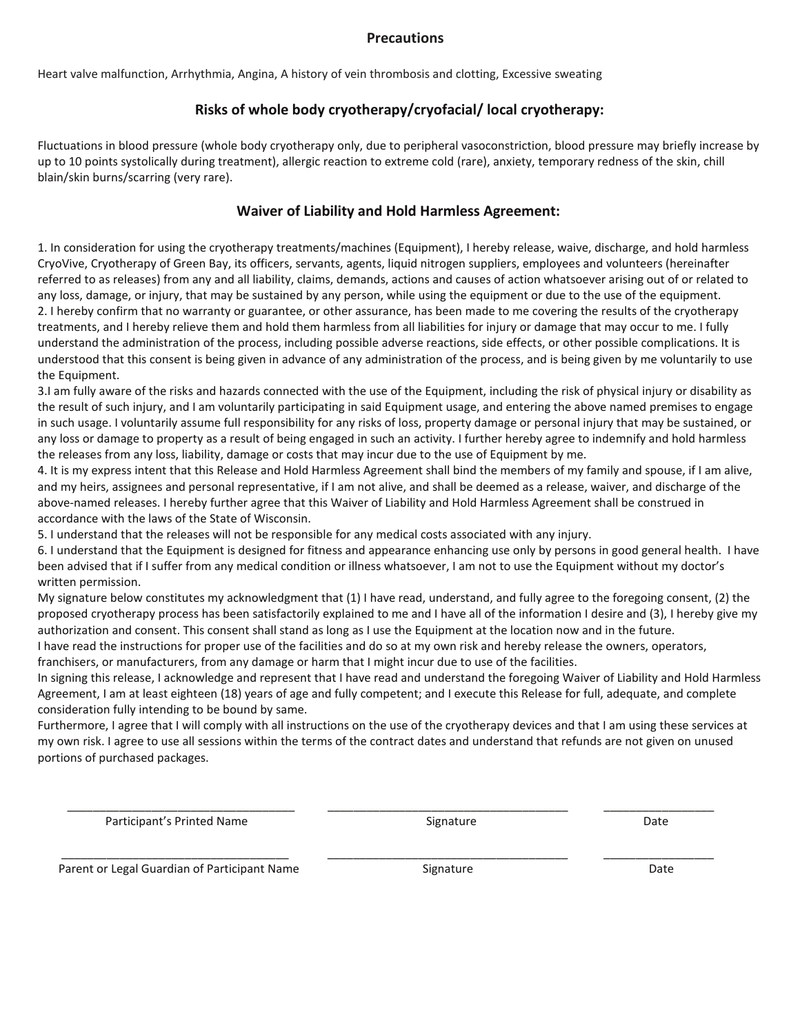## Precautions

Heart valve malfunction, Arrhythmia, Angina, A history of vein thrombosis and clotting, Excessive sweating

## Risks of whole body cryotherapy/cryofacial/ local cryotherapy:

Fluctuations in blood pressure (whole body cryotherapy only, due to peripheral vasoconstriction, blood pressure may briefly increase by up to 10 points systolically during treatment), allergic reaction to extreme cold (rare), anxiety, temporary redness of the skin, chill blain/skin burns/scarring (very rare).

## Waiver of Liability and Hold Harmless Agreement:

1. In consideration for using the cryotherapy treatments/machines (Equipment), I hereby release, waive, discharge, and hold harmless CryoVive, Cryotherapy of Green Bay, its officers, servants, agents, liquid nitrogen suppliers, employees and volunteers (hereinafter referred to as releases) from any and all liability, claims, demands, actions and causes of action whatsoever arising out of or related to any loss, damage, or injury, that may be sustained by any person, while using the equipment or due to the use of the equipment.
2. I hereby confirm that no warranty or guarantee, or other assurance, has been made to me covering the results of the cryotherapy treatments, and I hereby relieve them and hold them harmless from all liabilities for injury or damage that may occur to me. I fully understand the administration of the process, including possible adverse reactions, side effects, or other possible complications. It is understood that this consent is being given in advance of any administration of the process, and is being given by me voluntarily to use the Equipment.
3. I am fully aware of the risks and hazards connected with the use of the Equipment, including the risk of physical injury or disability as the result of such injury, and I am voluntarily participating in said Equipment usage, and entering the above named premises to engage in such usage. I voluntarily assume full responsibility for any risks of loss, property damage or personal injury that may be sustained, or any loss or damage to property as a result of being engaged in such an activity. I further hereby agree to indemnify and hold harmless the releases from any loss, liability, damage or costs that may incur due to the use of Equipment by me.
4. It is my express intent that this Release and Hold Harmless Agreement shall bind the members of my family and spouse, if I am alive, and my heirs, assignees and personal representative, if I am not alive, and shall be deemed as a release, waiver, and discharge of the above-named releases. I hereby further agree that this Waiver of Liability and Hold Harmless Agreement shall be construed in accordance with the laws of the State of Wisconsin.
5. I understand that the releases will not be responsible for any medical costs associated with any injury.
6. I understand that the Equipment is designed for fitness and appearance enhancing use only by persons in good general health. I have been advised that if I suffer from any medical condition or illness whatsoever, I am not to use the Equipment without my doctor's written permission.

My signature below constitutes my acknowledgment that (1) I have read, understand, and fully agree to the foregoing consent, (2) the proposed cryotherapy process has been satisfactorily explained to me and I have all of the information I desire and (3), I hereby give my authorization and consent. This consent shall stand as long as I use the Equipment at the location now and in the future.

I have read the instructions for proper use of the facilities and do so at my own risk and hereby release the owners, operators, franchisers, or manufacturers, from any damage or harm that I might incur due to use of the facilities.

In signing this release, I acknowledge and represent that I have read and understand the foregoing Waiver of Liability and Hold Harmless Agreement, I am at least eighteen (18) years of age and fully competent; and I execute this Release for full, adequate, and complete consideration fully intending to be bound by same.

Furthermore, I agree that I will comply with all instructions on the use of the cryotherapy devices and that I am using these services at my own risk. I agree to use all sessions within the terms of the contract dates and understand that refunds are not given on unused portions of purchased packages.

| ______________________________ | ______________________________ | ______________ |
| --- | --- | --- |
| Participant's Printed Name | Signature | Date |
| ______________________________ | ______________________________ | ______________ |
| Parent or Legal Guardian of Participant Name | Signature | Date |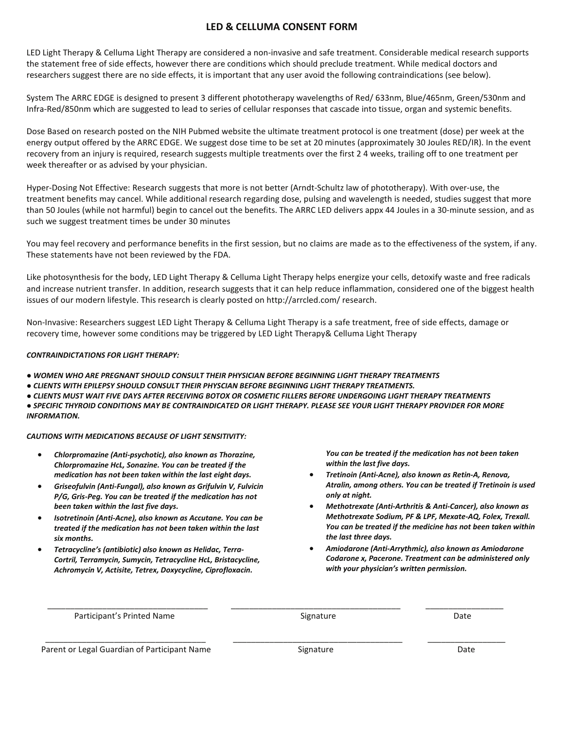# LED & CELLUMA CONSENT FORM

LED Light Therapy & Celluma Light Therapy are considered a non-invasive and safe treatment. Considerable medical research supports the statement free of side effects, however there are conditions which should preclude treatment. While medical doctors and researchers suggest there are no side effects, it is important that any user avoid the following contraindications (see below).

System The ARRC EDGE is designed to present 3 different phototherapy wavelengths of Red/ 633nm, Blue/465nm, Green/530nm and Infra-Red/850nm which are suggested to lead to series of cellular responses that cascade into tissue, organ and systemic benefits.

Dose Based on research posted on the NIH Pubmed website the ultimate treatment protocol is one treatment (dose) per week at the energy output offered by the ARRC EDGE. We suggest dose time to be set at 20 minutes (approximately 30 Joules RED/IR). In the event recovery from an injury is required, research suggests multiple treatments over the first 2 4 weeks, trailing off to one treatment per week thereafter or as advised by your physician.

Hyper-Dosing Not Effective: Research suggests that more is not better (Arndt-Schultz law of phototherapy). With over-use, the treatment benefits may cancel. While additional research regarding dose, pulsing and wavelength is needed, studies suggest that more than 50 Joules (while not harmful) begin to cancel out the benefits. The ARRC LED delivers appx 44 Joules in a 30-minute session, and as such we suggest treatment times be under 30 minutes

You may feel recovery and performance benefits in the first session, but no claims are made as to the effectiveness of the system, if any. These statements have not been reviewed by the FDA.

Like photosynthesis for the body, LED Light Therapy & Celluma Light Therapy helps energize your cells, detoxify waste and free radicals and increase nutrient transfer. In addition, research suggests that it can help reduce inflammation, considered one of the biggest health issues of our modern lifestyle. This research is clearly posted on http://arrcled.com/ research.

Non-Invasive: Researchers suggest LED Light Therapy & Celluma Light Therapy is a safe treatment, free of side effects, damage or recovery time, however some conditions may be triggered by LED Light Therapy& Celluma Light Therapy

***CONTRAINDICTATIONS FOR LIGHT THERAPY:***

- ***WOMEN WHO ARE PREGNANT SHOULD CONSULT THEIR PHYSICIAN BEFORE BEGINNING LIGHT THERAPY TREATMENTS***
- ***CLIENTS WITH EPILEPSY SHOULD CONSULT THEIR PHYSCIAN BEFORE BEGINNING LIGHT THERAPY TREATMENTS.***
- ***CLIENTS MUST WAIT FIVE DAYS AFTER RECEIVING BOTOX OR COSMETIC FILLERS BEFORE UNDERGOING LIGHT THERAPY TREATMENTS***
- ***SPECIFIC THYROID CONDITIONS MAY BE CONTRAINDICATED OR LIGHT THERAPY. PLEASE SEE YOUR LIGHT THERAPY PROVIDER FOR MORE INFORMATION.***

***CAUTIONS WITH MEDICATIONS BECAUSE OF LIGHT SENSITIVITY:***

- ***Chlorpromazine (Anti-psychotic), also known as Thorazine, Chlorpromazine HcL, Sonazine. You can be treated if the medication has not been taken within the last eight days.***
- ***Griseofulvin (Anti-Fungal), also known as Grifulvin V, Fulvicin P/G, Gris-Peg. You can be treated if the medication has not been taken within the last five days.***
- ***Isotretinoin (Anti-Acne), also known as Accutane. You can be treated if the medication has not been taken within the last six months.***
- ***Tetracycline's (antibiotic) also known as Helidac, Terra-Cortril, Terramycin, Sumycin, Tetracycline HcL, Bristacycline, Achromycin V, Actisite, Tetrex, Doxycycline, Ciprofloxacin. You can be treated if the medication has not been taken within the last five days.***
- ***Tretinoin (Anti-Acne), also known as Retin-A, Renova, Atralin, among others. You can be treated if Tretinoin is used only at night.***
- ***Methotrexate (Anti-Arthritis & Anti-Cancer), also known as Methotrexate Sodium, PF & LPF, Mexate-AQ, Folex, Trexall. You can be treated if the medicine has not been taken within the last three days.***
- ***Amiodarone (Anti-Arrythmic), also known as Amiodarone Codarone x, Pacerone. Treatment can be administered only with your physician's written permission.***

\_\_\_\_\_\_\_\_\_\_\_\_\_\_\_\_\_\_\_\_\_\_\_\_\_\_\_\_\_\_\_\_\_\_\_ Participant's Printed Name

\_\_\_\_\_\_\_\_\_\_\_\_\_\_\_\_\_\_\_\_\_\_\_\_\_\_\_\_\_\_\_\_\_\_\_ Signature

\_\_\_\_\_\_\_\_\_\_\_\_\_\_\_\_\_ Date

\_\_\_\_\_\_\_\_\_\_\_\_\_\_\_\_\_\_\_\_\_\_\_\_\_\_\_\_\_\_\_\_\_\_\_ Parent or Legal Guardian of Participant Name

\_\_\_\_\_\_\_\_\_\_\_\_\_\_\_\_\_\_\_\_\_\_\_\_\_\_\_\_\_\_\_\_\_\_\_ Signature

\_\_\_\_\_\_\_\_\_\_\_\_\_\_\_\_\_ Date